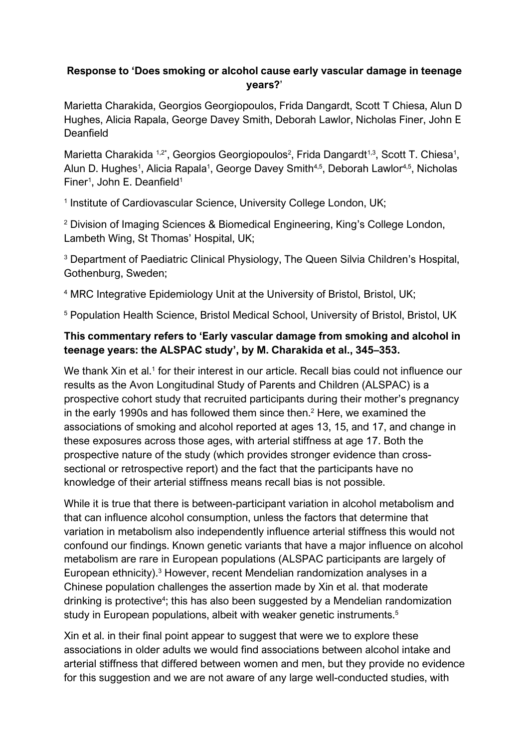**Response to 'Does smoking or alcohol cause early vascular damage in teenage years?'**

Marietta Charakida, Georgios Georgiopoulos, Frida Dangardt, Scott T Chiesa, Alun D Hughes, Alicia Rapala, George Davey Smith, Deborah Lawlor, Nicholas Finer, John E Deanfield

Marietta Charakida [1,2*], Georgios Georgiopoulos[2], Frida Dangardt[1,3], Scott T. Chiesa[1], Alun D. Hughes[1], Alicia Rapala[1], George Davey Smith[4,5], Deborah Lawlor[4,5], Nicholas Finer[1], John E. Deanfield[1]

[1] Institute of Cardiovascular Science, University College London, UK;

[2] Division of Imaging Sciences & Biomedical Engineering, King's College London, Lambeth Wing, St Thomas' Hospital, UK;

[3] Department of Paediatric Clinical Physiology, The Queen Silvia Children's Hospital, Gothenburg, Sweden;

[4] MRC Integrative Epidemiology Unit at the University of Bristol, Bristol, UK;

[5] Population Health Science, Bristol Medical School, University of Bristol, Bristol, UK

**This commentary refers to 'Early vascular damage from smoking and alcohol in teenage years: the ALSPAC study', by M. Charakida et al., 345–353.**

We thank Xin et al.[1] for their interest in our article. Recall bias could not influence our results as the Avon Longitudinal Study of Parents and Children (ALSPAC) is a prospective cohort study that recruited participants during their mother's pregnancy in the early 1990s and has followed them since then.[2] Here, we examined the associations of smoking and alcohol reported at ages 13, 15, and 17, and change in these exposures across those ages, with arterial stiffness at age 17. Both the prospective nature of the study (which provides stronger evidence than cross-sectional or retrospective report) and the fact that the participants have no knowledge of their arterial stiffness means recall bias is not possible.

While it is true that there is between-participant variation in alcohol metabolism and that can influence alcohol consumption, unless the factors that determine that variation in metabolism also independently influence arterial stiffness this would not confound our findings. Known genetic variants that have a major influence on alcohol metabolism are rare in European populations (ALSPAC participants are largely of European ethnicity).[3] However, recent Mendelian randomization analyses in a Chinese population challenges the assertion made by Xin et al. that moderate drinking is protective[4]; this has also been suggested by a Mendelian randomization study in European populations, albeit with weaker genetic instruments.[5]

Xin et al. in their final point appear to suggest that were we to explore these associations in older adults we would find associations between alcohol intake and arterial stiffness that differed between women and men, but they provide no evidence for this suggestion and we are not aware of any large well-conducted studies, with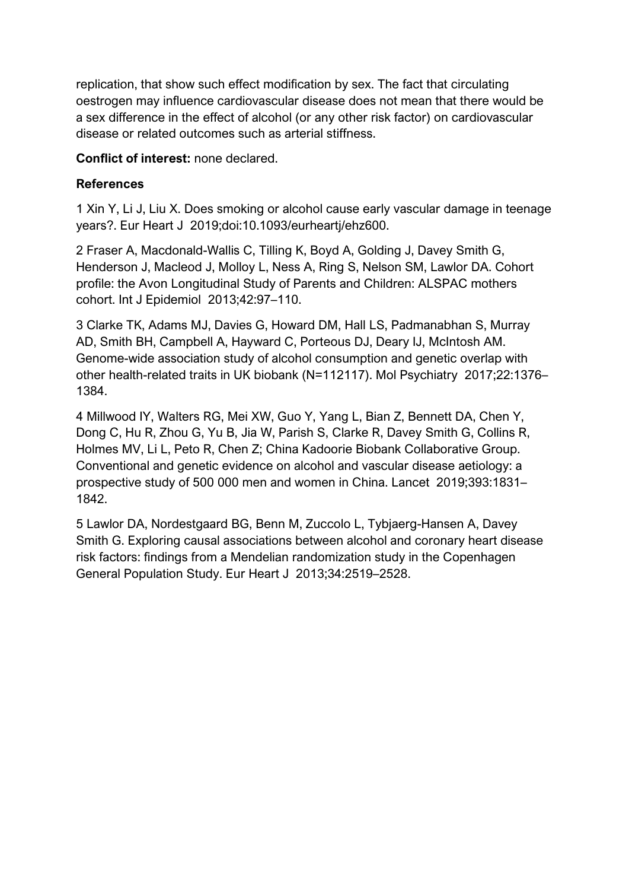replication, that show such effect modification by sex. The fact that circulating oestrogen may influence cardiovascular disease does not mean that there would be a sex difference in the effect of alcohol (or any other risk factor) on cardiovascular disease or related outcomes such as arterial stiffness.

**Conflict of interest:** none declared.

**References**

1 Xin Y, Li J, Liu X. Does smoking or alcohol cause early vascular damage in teenage years?. Eur Heart J 2019;doi:10.1093/eurheartj/ehz600.

2 Fraser A, Macdonald-Wallis C, Tilling K, Boyd A, Golding J, Davey Smith G, Henderson J, Macleod J, Molloy L, Ness A, Ring S, Nelson SM, Lawlor DA. Cohort profile: the Avon Longitudinal Study of Parents and Children: ALSPAC mothers cohort. Int J Epidemiol 2013;42:97–110.

3 Clarke TK, Adams MJ, Davies G, Howard DM, Hall LS, Padmanabhan S, Murray AD, Smith BH, Campbell A, Hayward C, Porteous DJ, Deary IJ, McIntosh AM. Genome-wide association study of alcohol consumption and genetic overlap with other health-related traits in UK biobank (N=112117). Mol Psychiatry 2017;22:1376–1384.

4 Millwood IY, Walters RG, Mei XW, Guo Y, Yang L, Bian Z, Bennett DA, Chen Y, Dong C, Hu R, Zhou G, Yu B, Jia W, Parish S, Clarke R, Davey Smith G, Collins R, Holmes MV, Li L, Peto R, Chen Z; China Kadoorie Biobank Collaborative Group. Conventional and genetic evidence on alcohol and vascular disease aetiology: a prospective study of 500 000 men and women in China. Lancet 2019;393:1831–1842.

5 Lawlor DA, Nordestgaard BG, Benn M, Zuccolo L, Tybjaerg-Hansen A, Davey Smith G. Exploring causal associations between alcohol and coronary heart disease risk factors: findings from a Mendelian randomization study in the Copenhagen General Population Study. Eur Heart J 2013;34:2519–2528.